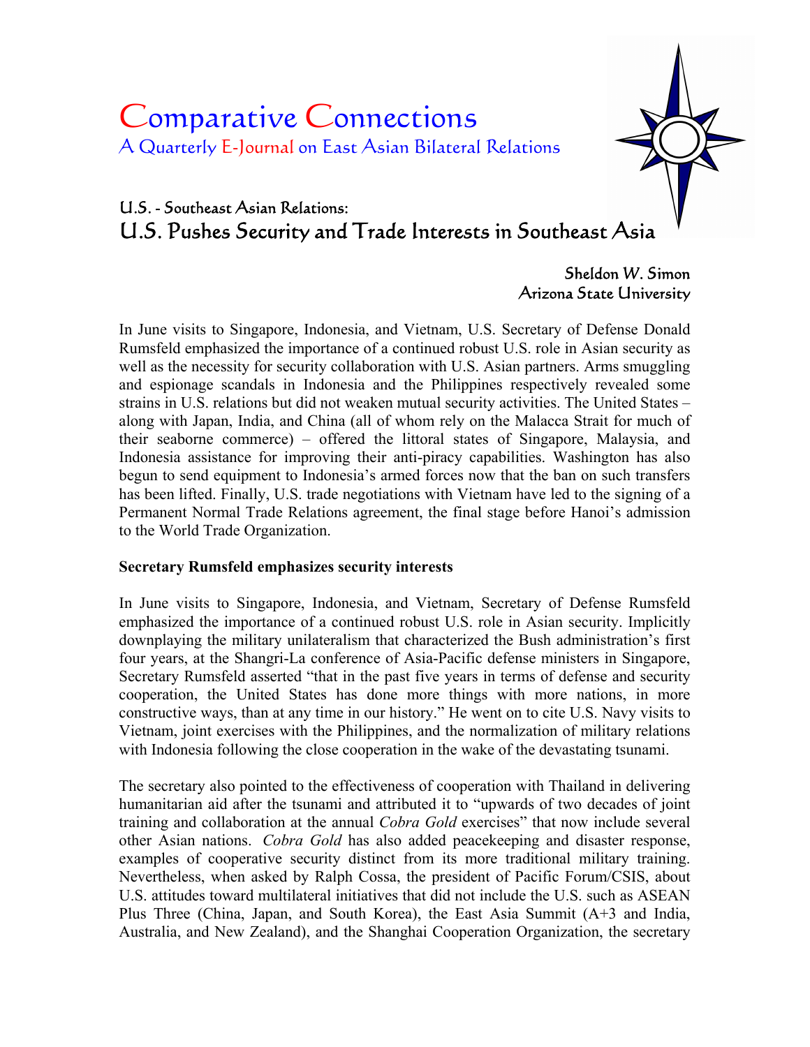# Comparative Connections

A Quarterly E-Journal on East Asian Bilateral Relations

## U.S. - Southeast Asian Relations:
## U.S. Pushes Security and Trade Interests in Southeast Asia

Sheldon W. Simon
Arizona State University

In June visits to Singapore, Indonesia, and Vietnam, U.S. Secretary of Defense Donald Rumsfeld emphasized the importance of a continued robust U.S. role in Asian security as well as the necessity for security collaboration with U.S. Asian partners. Arms smuggling and espionage scandals in Indonesia and the Philippines respectively revealed some strains in U.S. relations but did not weaken mutual security activities. The United States – along with Japan, India, and China (all of whom rely on the Malacca Strait for much of their seaborne commerce) – offered the littoral states of Singapore, Malaysia, and Indonesia assistance for improving their anti-piracy capabilities. Washington has also begun to send equipment to Indonesia's armed forces now that the ban on such transfers has been lifted. Finally, U.S. trade negotiations with Vietnam have led to the signing of a Permanent Normal Trade Relations agreement, the final stage before Hanoi's admission to the World Trade Organization.

**Secretary Rumsfeld emphasizes security interests**

In June visits to Singapore, Indonesia, and Vietnam, Secretary of Defense Rumsfeld emphasized the importance of a continued robust U.S. role in Asian security. Implicitly downplaying the military unilateralism that characterized the Bush administration's first four years, at the Shangri-La conference of Asia-Pacific defense ministers in Singapore, Secretary Rumsfeld asserted "that in the past five years in terms of defense and security cooperation, the United States has done more things with more nations, in more constructive ways, than at any time in our history." He went on to cite U.S. Navy visits to Vietnam, joint exercises with the Philippines, and the normalization of military relations with Indonesia following the close cooperation in the wake of the devastating tsunami.

The secretary also pointed to the effectiveness of cooperation with Thailand in delivering humanitarian aid after the tsunami and attributed it to "upwards of two decades of joint training and collaboration at the annual *Cobra Gold* exercises" that now include several other Asian nations. *Cobra Gold* has also added peacekeeping and disaster response, examples of cooperative security distinct from its more traditional military training. Nevertheless, when asked by Ralph Cossa, the president of Pacific Forum/CSIS, about U.S. attitudes toward multilateral initiatives that did not include the U.S. such as ASEAN Plus Three (China, Japan, and South Korea), the East Asia Summit (A+3 and India, Australia, and New Zealand), and the Shanghai Cooperation Organization, the secretary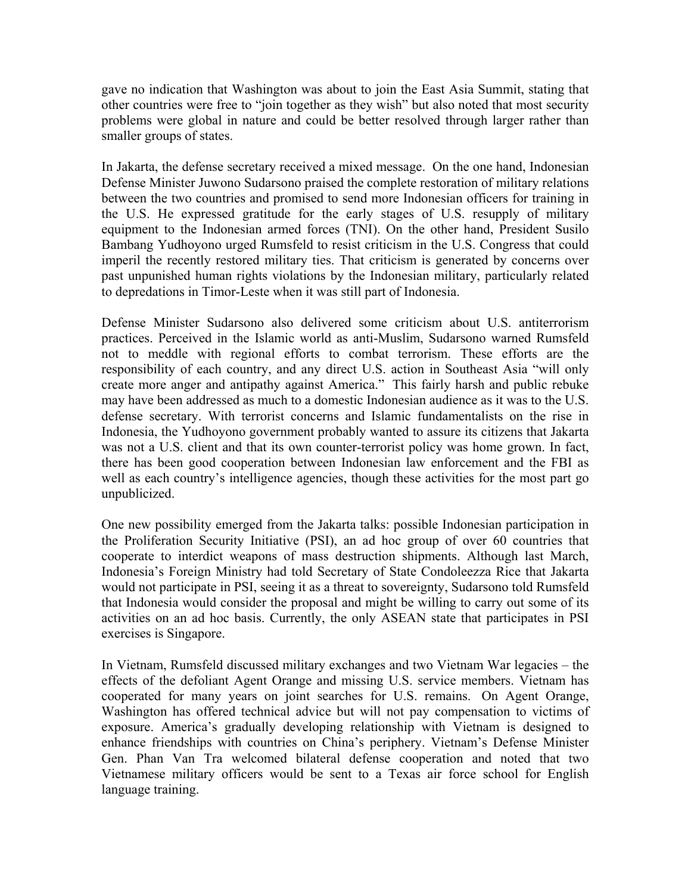gave no indication that Washington was about to join the East Asia Summit, stating that other countries were free to "join together as they wish" but also noted that most security problems were global in nature and could be better resolved through larger rather than smaller groups of states.

In Jakarta, the defense secretary received a mixed message. On the one hand, Indonesian Defense Minister Juwono Sudarsono praised the complete restoration of military relations between the two countries and promised to send more Indonesian officers for training in the U.S. He expressed gratitude for the early stages of U.S. resupply of military equipment to the Indonesian armed forces (TNI). On the other hand, President Susilo Bambang Yudhoyono urged Rumsfeld to resist criticism in the U.S. Congress that could imperil the recently restored military ties. That criticism is generated by concerns over past unpunished human rights violations by the Indonesian military, particularly related to depredations in Timor-Leste when it was still part of Indonesia.

Defense Minister Sudarsono also delivered some criticism about U.S. antiterrorism practices. Perceived in the Islamic world as anti-Muslim, Sudarsono warned Rumsfeld not to meddle with regional efforts to combat terrorism. These efforts are the responsibility of each country, and any direct U.S. action in Southeast Asia "will only create more anger and antipathy against America." This fairly harsh and public rebuke may have been addressed as much to a domestic Indonesian audience as it was to the U.S. defense secretary. With terrorist concerns and Islamic fundamentalists on the rise in Indonesia, the Yudhoyono government probably wanted to assure its citizens that Jakarta was not a U.S. client and that its own counter-terrorist policy was home grown. In fact, there has been good cooperation between Indonesian law enforcement and the FBI as well as each country's intelligence agencies, though these activities for the most part go unpublicized.

One new possibility emerged from the Jakarta talks: possible Indonesian participation in the Proliferation Security Initiative (PSI), an ad hoc group of over 60 countries that cooperate to interdict weapons of mass destruction shipments. Although last March, Indonesia's Foreign Ministry had told Secretary of State Condoleezza Rice that Jakarta would not participate in PSI, seeing it as a threat to sovereignty, Sudarsono told Rumsfeld that Indonesia would consider the proposal and might be willing to carry out some of its activities on an ad hoc basis. Currently, the only ASEAN state that participates in PSI exercises is Singapore.

In Vietnam, Rumsfeld discussed military exchanges and two Vietnam War legacies – the effects of the defoliant Agent Orange and missing U.S. service members. Vietnam has cooperated for many years on joint searches for U.S. remains. On Agent Orange, Washington has offered technical advice but will not pay compensation to victims of exposure. America's gradually developing relationship with Vietnam is designed to enhance friendships with countries on China's periphery. Vietnam's Defense Minister Gen. Phan Van Tra welcomed bilateral defense cooperation and noted that two Vietnamese military officers would be sent to a Texas air force school for English language training.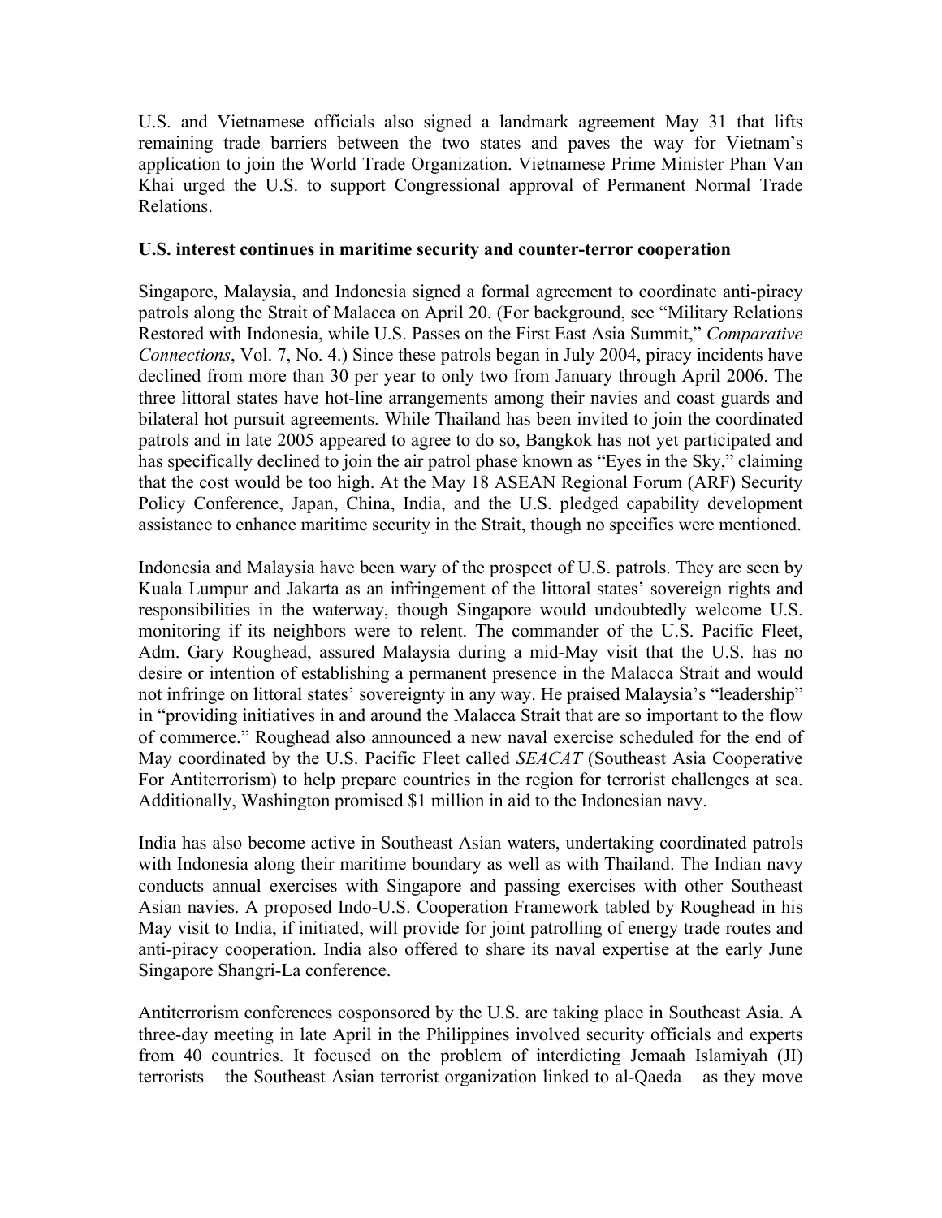U.S. and Vietnamese officials also signed a landmark agreement May 31 that lifts remaining trade barriers between the two states and paves the way for Vietnam's application to join the World Trade Organization. Vietnamese Prime Minister Phan Van Khai urged the U.S. to support Congressional approval of Permanent Normal Trade Relations.

**U.S. interest continues in maritime security and counter-terror cooperation**

Singapore, Malaysia, and Indonesia signed a formal agreement to coordinate anti-piracy patrols along the Strait of Malacca on April 20. (For background, see "Military Relations Restored with Indonesia, while U.S. Passes on the First East Asia Summit," *Comparative Connections*, Vol. 7, No. 4.) Since these patrols began in July 2004, piracy incidents have declined from more than 30 per year to only two from January through April 2006. The three littoral states have hot-line arrangements among their navies and coast guards and bilateral hot pursuit agreements. While Thailand has been invited to join the coordinated patrols and in late 2005 appeared to agree to do so, Bangkok has not yet participated and has specifically declined to join the air patrol phase known as "Eyes in the Sky," claiming that the cost would be too high. At the May 18 ASEAN Regional Forum (ARF) Security Policy Conference, Japan, China, India, and the U.S. pledged capability development assistance to enhance maritime security in the Strait, though no specifics were mentioned.

Indonesia and Malaysia have been wary of the prospect of U.S. patrols. They are seen by Kuala Lumpur and Jakarta as an infringement of the littoral states' sovereign rights and responsibilities in the waterway, though Singapore would undoubtedly welcome U.S. monitoring if its neighbors were to relent. The commander of the U.S. Pacific Fleet, Adm. Gary Roughead, assured Malaysia during a mid-May visit that the U.S. has no desire or intention of establishing a permanent presence in the Malacca Strait and would not infringe on littoral states' sovereignty in any way. He praised Malaysia's "leadership" in "providing initiatives in and around the Malacca Strait that are so important to the flow of commerce." Roughead also announced a new naval exercise scheduled for the end of May coordinated by the U.S. Pacific Fleet called *SEACAT* (Southeast Asia Cooperative For Antiterrorism) to help prepare countries in the region for terrorist challenges at sea. Additionally, Washington promised $1 million in aid to the Indonesian navy.

India has also become active in Southeast Asian waters, undertaking coordinated patrols with Indonesia along their maritime boundary as well as with Thailand. The Indian navy conducts annual exercises with Singapore and passing exercises with other Southeast Asian navies. A proposed Indo-U.S. Cooperation Framework tabled by Roughead in his May visit to India, if initiated, will provide for joint patrolling of energy trade routes and anti-piracy cooperation. India also offered to share its naval expertise at the early June Singapore Shangri-La conference.

Antiterrorism conferences cosponsored by the U.S. are taking place in Southeast Asia. A three-day meeting in late April in the Philippines involved security officials and experts from 40 countries. It focused on the problem of interdicting Jemaah Islamiyah (JI) terrorists – the Southeast Asian terrorist organization linked to al-Qaeda – as they move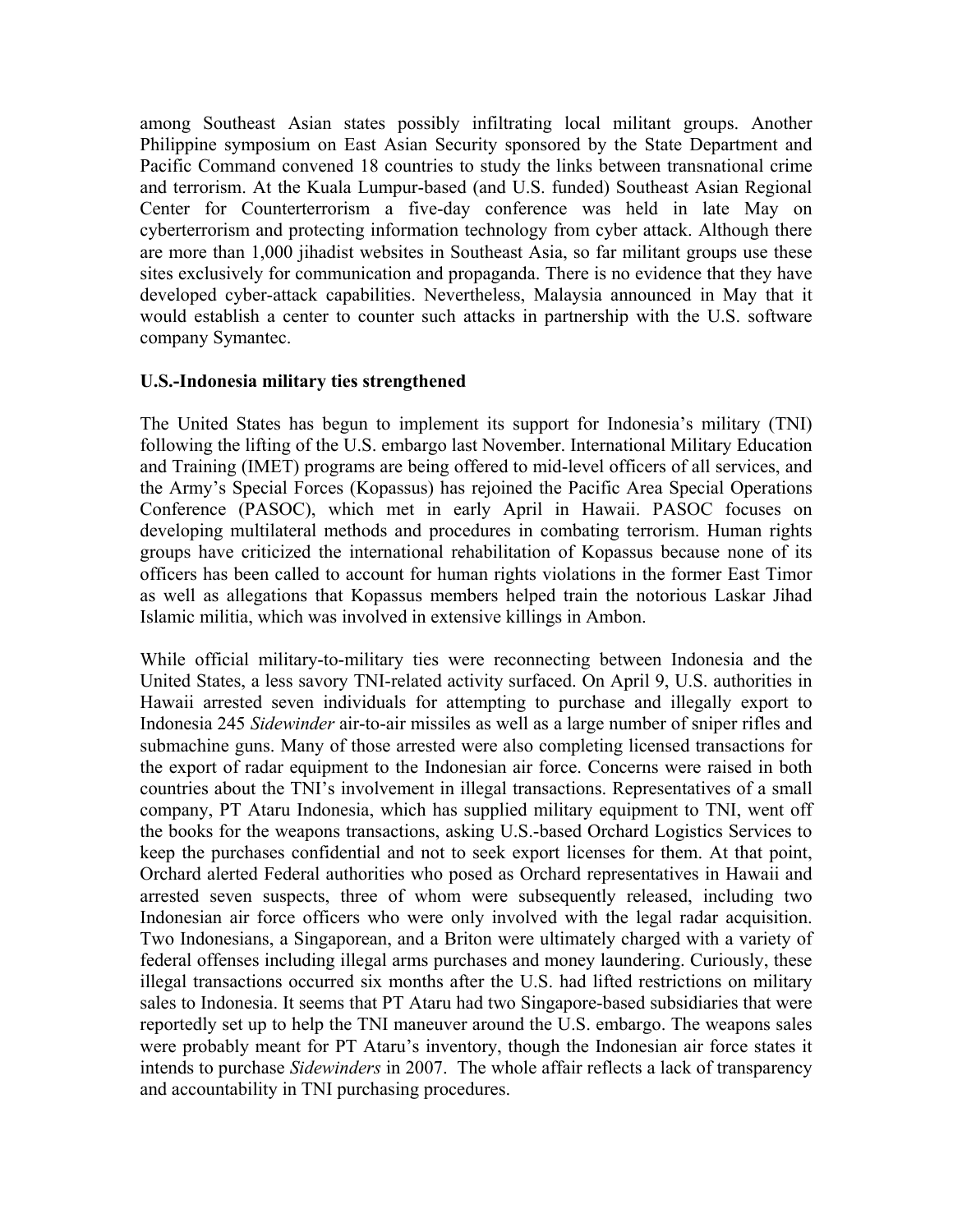among Southeast Asian states possibly infiltrating local militant groups. Another Philippine symposium on East Asian Security sponsored by the State Department and Pacific Command convened 18 countries to study the links between transnational crime and terrorism. At the Kuala Lumpur-based (and U.S. funded) Southeast Asian Regional Center for Counterterrorism a five-day conference was held in late May on cyberterrorism and protecting information technology from cyber attack. Although there are more than 1,000 jihadist websites in Southeast Asia, so far militant groups use these sites exclusively for communication and propaganda. There is no evidence that they have developed cyber-attack capabilities. Nevertheless, Malaysia announced in May that it would establish a center to counter such attacks in partnership with the U.S. software company Symantec.

**U.S.-Indonesia military ties strengthened**

The United States has begun to implement its support for Indonesia's military (TNI) following the lifting of the U.S. embargo last November. International Military Education and Training (IMET) programs are being offered to mid-level officers of all services, and the Army's Special Forces (Kopassus) has rejoined the Pacific Area Special Operations Conference (PASOC), which met in early April in Hawaii. PASOC focuses on developing multilateral methods and procedures in combating terrorism. Human rights groups have criticized the international rehabilitation of Kopassus because none of its officers has been called to account for human rights violations in the former East Timor as well as allegations that Kopassus members helped train the notorious Laskar Jihad Islamic militia, which was involved in extensive killings in Ambon.

While official military-to-military ties were reconnecting between Indonesia and the United States, a less savory TNI-related activity surfaced. On April 9, U.S. authorities in Hawaii arrested seven individuals for attempting to purchase and illegally export to Indonesia 245 *Sidewinder* air-to-air missiles as well as a large number of sniper rifles and submachine guns. Many of those arrested were also completing licensed transactions for the export of radar equipment to the Indonesian air force. Concerns were raised in both countries about the TNI's involvement in illegal transactions. Representatives of a small company, PT Ataru Indonesia, which has supplied military equipment to TNI, went off the books for the weapons transactions, asking U.S.-based Orchard Logistics Services to keep the purchases confidential and not to seek export licenses for them. At that point, Orchard alerted Federal authorities who posed as Orchard representatives in Hawaii and arrested seven suspects, three of whom were subsequently released, including two Indonesian air force officers who were only involved with the legal radar acquisition. Two Indonesians, a Singaporean, and a Briton were ultimately charged with a variety of federal offenses including illegal arms purchases and money laundering. Curiously, these illegal transactions occurred six months after the U.S. had lifted restrictions on military sales to Indonesia. It seems that PT Ataru had two Singapore-based subsidiaries that were reportedly set up to help the TNI maneuver around the U.S. embargo. The weapons sales were probably meant for PT Ataru's inventory, though the Indonesian air force states it intends to purchase *Sidewinders* in 2007. The whole affair reflects a lack of transparency and accountability in TNI purchasing procedures.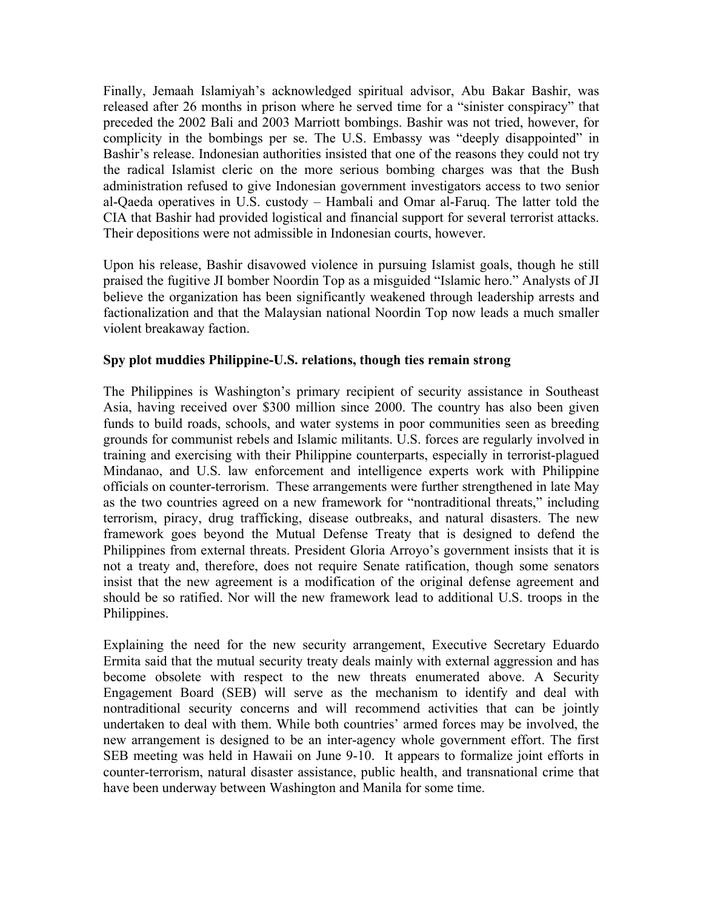Finally, Jemaah Islamiyah's acknowledged spiritual advisor, Abu Bakar Bashir, was released after 26 months in prison where he served time for a "sinister conspiracy" that preceded the 2002 Bali and 2003 Marriott bombings. Bashir was not tried, however, for complicity in the bombings per se. The U.S. Embassy was "deeply disappointed" in Bashir's release. Indonesian authorities insisted that one of the reasons they could not try the radical Islamist cleric on the more serious bombing charges was that the Bush administration refused to give Indonesian government investigators access to two senior al-Qaeda operatives in U.S. custody – Hambali and Omar al-Faruq. The latter told the CIA that Bashir had provided logistical and financial support for several terrorist attacks. Their depositions were not admissible in Indonesian courts, however.

Upon his release, Bashir disavowed violence in pursuing Islamist goals, though he still praised the fugitive JI bomber Noordin Top as a misguided "Islamic hero." Analysts of JI believe the organization has been significantly weakened through leadership arrests and factionalization and that the Malaysian national Noordin Top now leads a much smaller violent breakaway faction.

**Spy plot muddies Philippine-U.S. relations, though ties remain strong**

The Philippines is Washington's primary recipient of security assistance in Southeast Asia, having received over $300 million since 2000. The country has also been given funds to build roads, schools, and water systems in poor communities seen as breeding grounds for communist rebels and Islamic militants. U.S. forces are regularly involved in training and exercising with their Philippine counterparts, especially in terrorist-plagued Mindanao, and U.S. law enforcement and intelligence experts work with Philippine officials on counter-terrorism. These arrangements were further strengthened in late May as the two countries agreed on a new framework for "nontraditional threats," including terrorism, piracy, drug trafficking, disease outbreaks, and natural disasters. The new framework goes beyond the Mutual Defense Treaty that is designed to defend the Philippines from external threats. President Gloria Arroyo's government insists that it is not a treaty and, therefore, does not require Senate ratification, though some senators insist that the new agreement is a modification of the original defense agreement and should be so ratified. Nor will the new framework lead to additional U.S. troops in the Philippines.

Explaining the need for the new security arrangement, Executive Secretary Eduardo Ermita said that the mutual security treaty deals mainly with external aggression and has become obsolete with respect to the new threats enumerated above. A Security Engagement Board (SEB) will serve as the mechanism to identify and deal with nontraditional security concerns and will recommend activities that can be jointly undertaken to deal with them. While both countries' armed forces may be involved, the new arrangement is designed to be an inter-agency whole government effort. The first SEB meeting was held in Hawaii on June 9-10. It appears to formalize joint efforts in counter-terrorism, natural disaster assistance, public health, and transnational crime that have been underway between Washington and Manila for some time.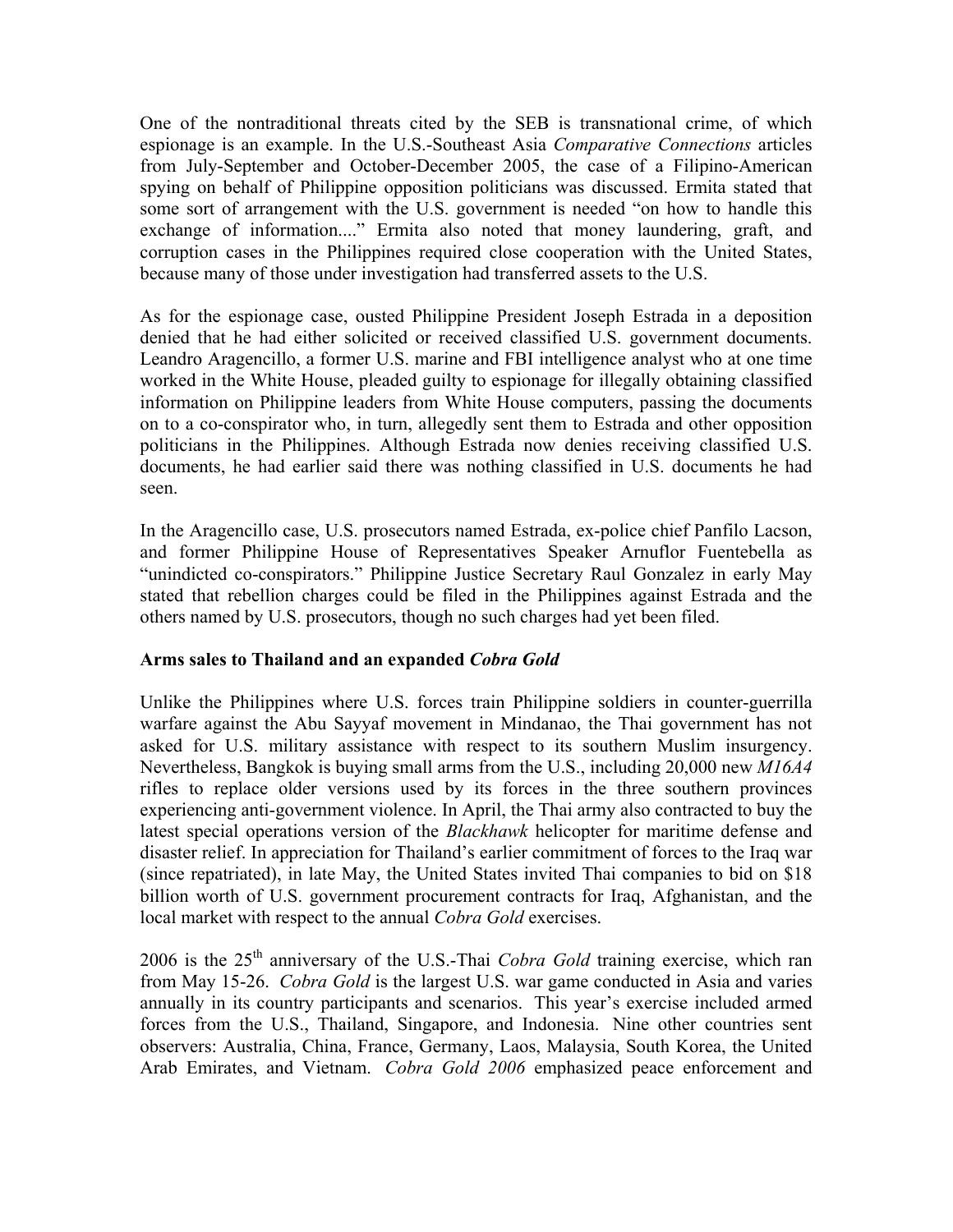One of the nontraditional threats cited by the SEB is transnational crime, of which espionage is an example. In the U.S.-Southeast Asia *Comparative Connections* articles from July-September and October-December 2005, the case of a Filipino-American spying on behalf of Philippine opposition politicians was discussed. Ermita stated that some sort of arrangement with the U.S. government is needed "on how to handle this exchange of information...." Ermita also noted that money laundering, graft, and corruption cases in the Philippines required close cooperation with the United States, because many of those under investigation had transferred assets to the U.S.

As for the espionage case, ousted Philippine President Joseph Estrada in a deposition denied that he had either solicited or received classified U.S. government documents. Leandro Aragencillo, a former U.S. marine and FBI intelligence analyst who at one time worked in the White House, pleaded guilty to espionage for illegally obtaining classified information on Philippine leaders from White House computers, passing the documents on to a co-conspirator who, in turn, allegedly sent them to Estrada and other opposition politicians in the Philippines. Although Estrada now denies receiving classified U.S. documents, he had earlier said there was nothing classified in U.S. documents he had seen.

In the Aragencillo case, U.S. prosecutors named Estrada, ex-police chief Panfilo Lacson, and former Philippine House of Representatives Speaker Arnuflor Fuentebella as "unindicted co-conspirators." Philippine Justice Secretary Raul Gonzalez in early May stated that rebellion charges could be filed in the Philippines against Estrada and the others named by U.S. prosecutors, though no such charges had yet been filed.

**Arms sales to Thailand and an expanded *Cobra Gold***

Unlike the Philippines where U.S. forces train Philippine soldiers in counter-guerrilla warfare against the Abu Sayyaf movement in Mindanao, the Thai government has not asked for U.S. military assistance with respect to its southern Muslim insurgency. Nevertheless, Bangkok is buying small arms from the U.S., including 20,000 new *M16A4* rifles to replace older versions used by its forces in the three southern provinces experiencing anti-government violence. In April, the Thai army also contracted to buy the latest special operations version of the *Blackhawk* helicopter for maritime defense and disaster relief. In appreciation for Thailand's earlier commitment of forces to the Iraq war (since repatriated), in late May, the United States invited Thai companies to bid on $18 billion worth of U.S. government procurement contracts for Iraq, Afghanistan, and the local market with respect to the annual *Cobra Gold* exercises.

2006 is the 25th anniversary of the U.S.-Thai *Cobra Gold* training exercise, which ran from May 15-26. *Cobra Gold* is the largest U.S. war game conducted in Asia and varies annually in its country participants and scenarios. This year's exercise included armed forces from the U.S., Thailand, Singapore, and Indonesia. Nine other countries sent observers: Australia, China, France, Germany, Laos, Malaysia, South Korea, the United Arab Emirates, and Vietnam. *Cobra Gold 2006* emphasized peace enforcement and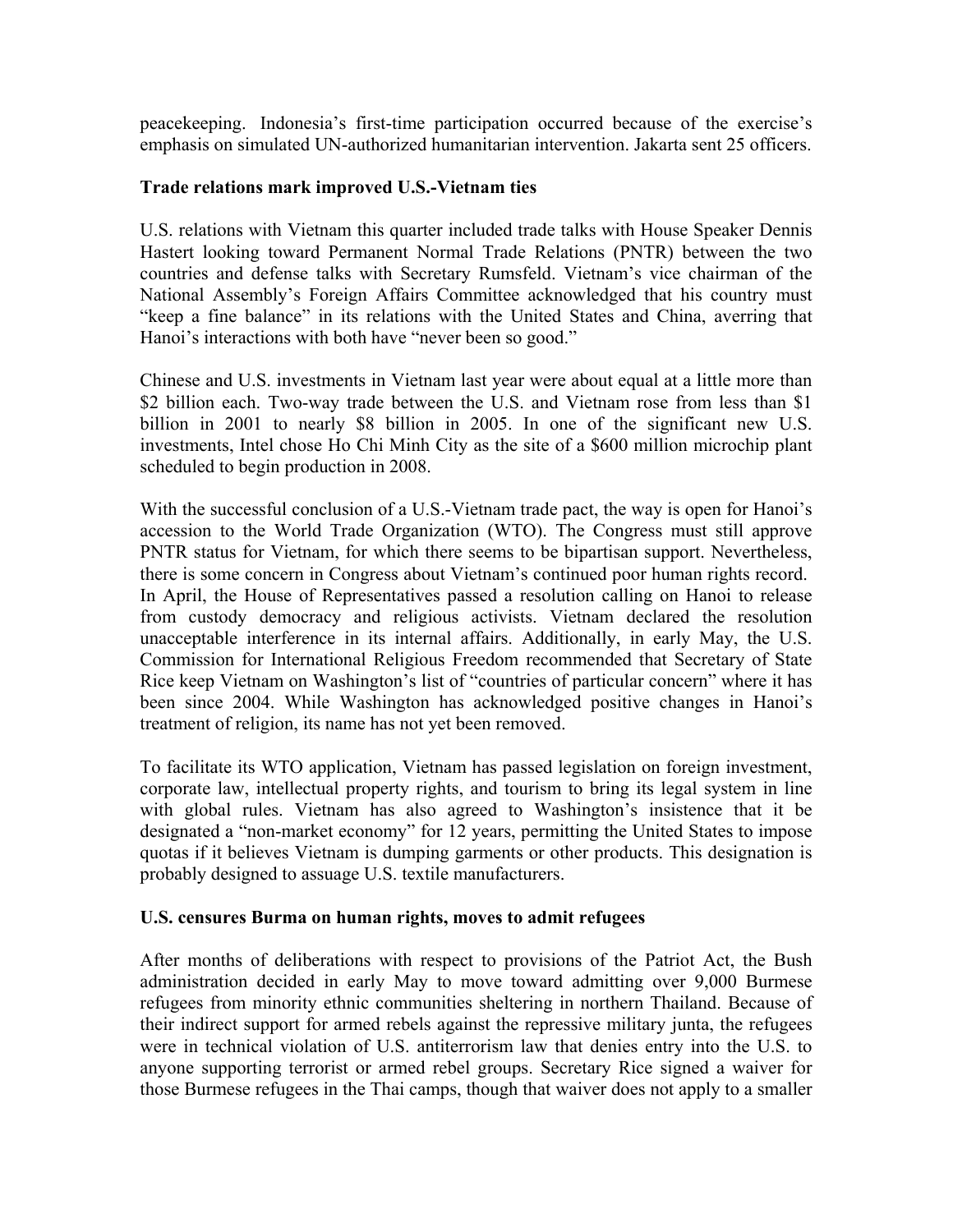peacekeeping. Indonesia's first-time participation occurred because of the exercise's emphasis on simulated UN-authorized humanitarian intervention. Jakarta sent 25 officers.

**Trade relations mark improved U.S.-Vietnam ties**

U.S. relations with Vietnam this quarter included trade talks with House Speaker Dennis Hastert looking toward Permanent Normal Trade Relations (PNTR) between the two countries and defense talks with Secretary Rumsfeld. Vietnam's vice chairman of the National Assembly's Foreign Affairs Committee acknowledged that his country must "keep a fine balance" in its relations with the United States and China, averring that Hanoi's interactions with both have "never been so good."

Chinese and U.S. investments in Vietnam last year were about equal at a little more than $2 billion each. Two-way trade between the U.S. and Vietnam rose from less than $1 billion in 2001 to nearly $8 billion in 2005. In one of the significant new U.S. investments, Intel chose Ho Chi Minh City as the site of a $600 million microchip plant scheduled to begin production in 2008.

With the successful conclusion of a U.S.-Vietnam trade pact, the way is open for Hanoi's accession to the World Trade Organization (WTO). The Congress must still approve PNTR status for Vietnam, for which there seems to be bipartisan support. Nevertheless, there is some concern in Congress about Vietnam's continued poor human rights record. In April, the House of Representatives passed a resolution calling on Hanoi to release from custody democracy and religious activists. Vietnam declared the resolution unacceptable interference in its internal affairs. Additionally, in early May, the U.S. Commission for International Religious Freedom recommended that Secretary of State Rice keep Vietnam on Washington's list of "countries of particular concern" where it has been since 2004. While Washington has acknowledged positive changes in Hanoi's treatment of religion, its name has not yet been removed.

To facilitate its WTO application, Vietnam has passed legislation on foreign investment, corporate law, intellectual property rights, and tourism to bring its legal system in line with global rules. Vietnam has also agreed to Washington's insistence that it be designated a "non-market economy" for 12 years, permitting the United States to impose quotas if it believes Vietnam is dumping garments or other products. This designation is probably designed to assuage U.S. textile manufacturers.

**U.S. censures Burma on human rights, moves to admit refugees**

After months of deliberations with respect to provisions of the Patriot Act, the Bush administration decided in early May to move toward admitting over 9,000 Burmese refugees from minority ethnic communities sheltering in northern Thailand. Because of their indirect support for armed rebels against the repressive military junta, the refugees were in technical violation of U.S. antiterrorism law that denies entry into the U.S. to anyone supporting terrorist or armed rebel groups. Secretary Rice signed a waiver for those Burmese refugees in the Thai camps, though that waiver does not apply to a smaller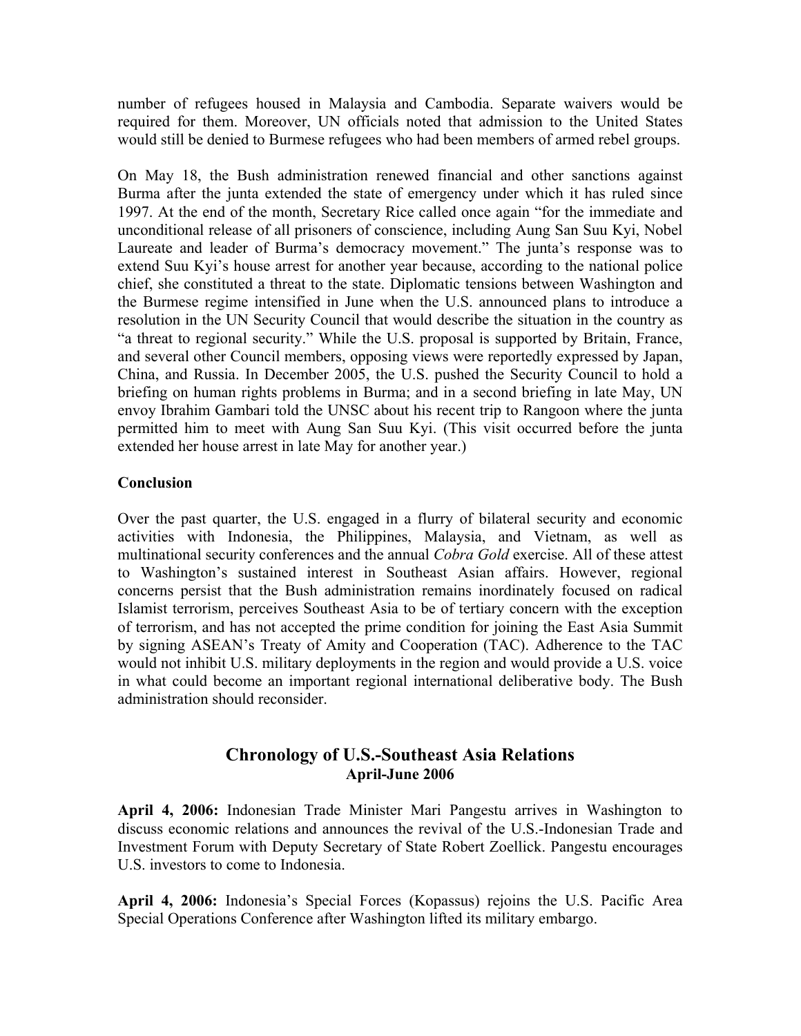number of refugees housed in Malaysia and Cambodia. Separate waivers would be required for them. Moreover, UN officials noted that admission to the United States would still be denied to Burmese refugees who had been members of armed rebel groups.

On May 18, the Bush administration renewed financial and other sanctions against Burma after the junta extended the state of emergency under which it has ruled since 1997. At the end of the month, Secretary Rice called once again "for the immediate and unconditional release of all prisoners of conscience, including Aung San Suu Kyi, Nobel Laureate and leader of Burma's democracy movement." The junta's response was to extend Suu Kyi's house arrest for another year because, according to the national police chief, she constituted a threat to the state. Diplomatic tensions between Washington and the Burmese regime intensified in June when the U.S. announced plans to introduce a resolution in the UN Security Council that would describe the situation in the country as "a threat to regional security." While the U.S. proposal is supported by Britain, France, and several other Council members, opposing views were reportedly expressed by Japan, China, and Russia. In December 2005, the U.S. pushed the Security Council to hold a briefing on human rights problems in Burma; and in a second briefing in late May, UN envoy Ibrahim Gambari told the UNSC about his recent trip to Rangoon where the junta permitted him to meet with Aung San Suu Kyi. (This visit occurred before the junta extended her house arrest in late May for another year.)

**Conclusion**

Over the past quarter, the U.S. engaged in a flurry of bilateral security and economic activities with Indonesia, the Philippines, Malaysia, and Vietnam, as well as multinational security conferences and the annual *Cobra Gold* exercise. All of these attest to Washington's sustained interest in Southeast Asian affairs. However, regional concerns persist that the Bush administration remains inordinately focused on radical Islamist terrorism, perceives Southeast Asia to be of tertiary concern with the exception of terrorism, and has not accepted the prime condition for joining the East Asia Summit by signing ASEAN's Treaty of Amity and Cooperation (TAC). Adherence to the TAC would not inhibit U.S. military deployments in the region and would provide a U.S. voice in what could become an important regional international deliberative body. The Bush administration should reconsider.

## Chronology of U.S.-Southeast Asia Relations
### April-June 2006

**April 4, 2006:** Indonesian Trade Minister Mari Pangestu arrives in Washington to discuss economic relations and announces the revival of the U.S.-Indonesian Trade and Investment Forum with Deputy Secretary of State Robert Zoellick. Pangestu encourages U.S. investors to come to Indonesia.

**April 4, 2006:** Indonesia's Special Forces (Kopassus) rejoins the U.S. Pacific Area Special Operations Conference after Washington lifted its military embargo.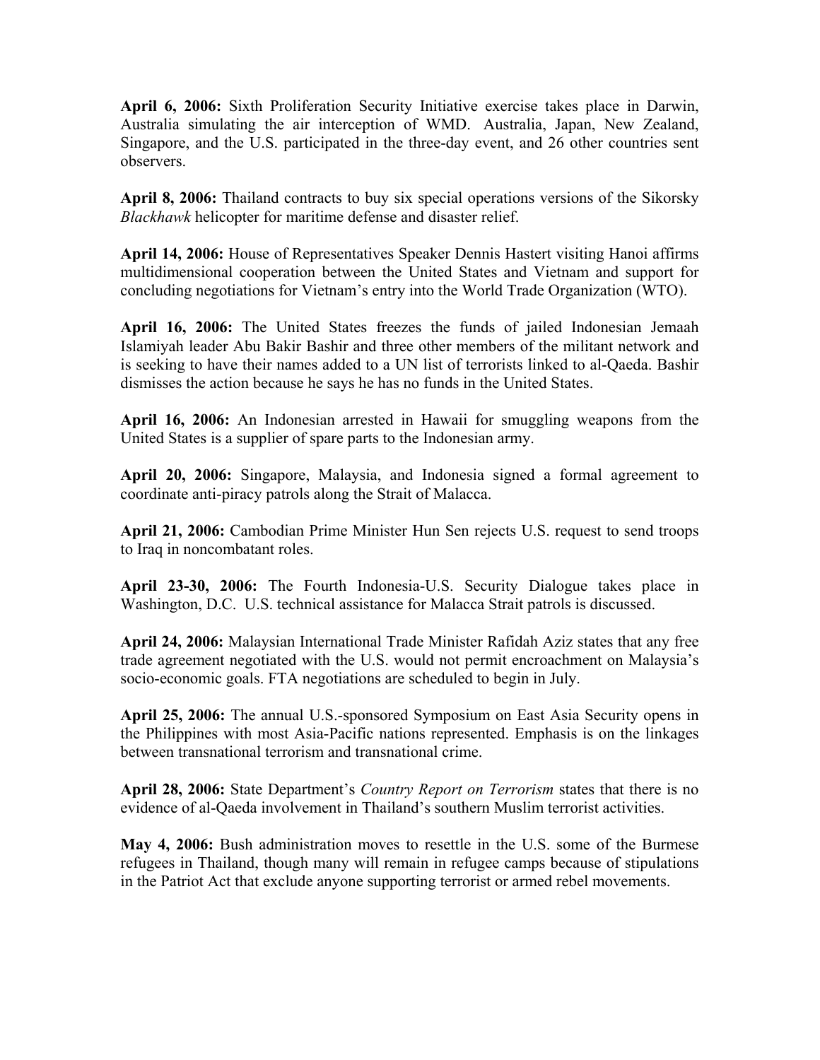**April 6, 2006:** Sixth Proliferation Security Initiative exercise takes place in Darwin, Australia simulating the air interception of WMD. Australia, Japan, New Zealand, Singapore, and the U.S. participated in the three-day event, and 26 other countries sent observers.

**April 8, 2006:** Thailand contracts to buy six special operations versions of the Sikorsky *Blackhawk* helicopter for maritime defense and disaster relief.

**April 14, 2006:** House of Representatives Speaker Dennis Hastert visiting Hanoi affirms multidimensional cooperation between the United States and Vietnam and support for concluding negotiations for Vietnam's entry into the World Trade Organization (WTO).

**April 16, 2006:** The United States freezes the funds of jailed Indonesian Jemaah Islamiyah leader Abu Bakir Bashir and three other members of the militant network and is seeking to have their names added to a UN list of terrorists linked to al-Qaeda. Bashir dismisses the action because he says he has no funds in the United States.

**April 16, 2006:** An Indonesian arrested in Hawaii for smuggling weapons from the United States is a supplier of spare parts to the Indonesian army.

**April 20, 2006:** Singapore, Malaysia, and Indonesia signed a formal agreement to coordinate anti-piracy patrols along the Strait of Malacca.

**April 21, 2006:** Cambodian Prime Minister Hun Sen rejects U.S. request to send troops to Iraq in noncombatant roles.

**April 23-30, 2006:** The Fourth Indonesia-U.S. Security Dialogue takes place in Washington, D.C. U.S. technical assistance for Malacca Strait patrols is discussed.

**April 24, 2006:** Malaysian International Trade Minister Rafidah Aziz states that any free trade agreement negotiated with the U.S. would not permit encroachment on Malaysia's socio-economic goals. FTA negotiations are scheduled to begin in July.

**April 25, 2006:** The annual U.S.-sponsored Symposium on East Asia Security opens in the Philippines with most Asia-Pacific nations represented. Emphasis is on the linkages between transnational terrorism and transnational crime.

**April 28, 2006:** State Department's *Country Report on Terrorism* states that there is no evidence of al-Qaeda involvement in Thailand's southern Muslim terrorist activities.

**May 4, 2006:** Bush administration moves to resettle in the U.S. some of the Burmese refugees in Thailand, though many will remain in refugee camps because of stipulations in the Patriot Act that exclude anyone supporting terrorist or armed rebel movements.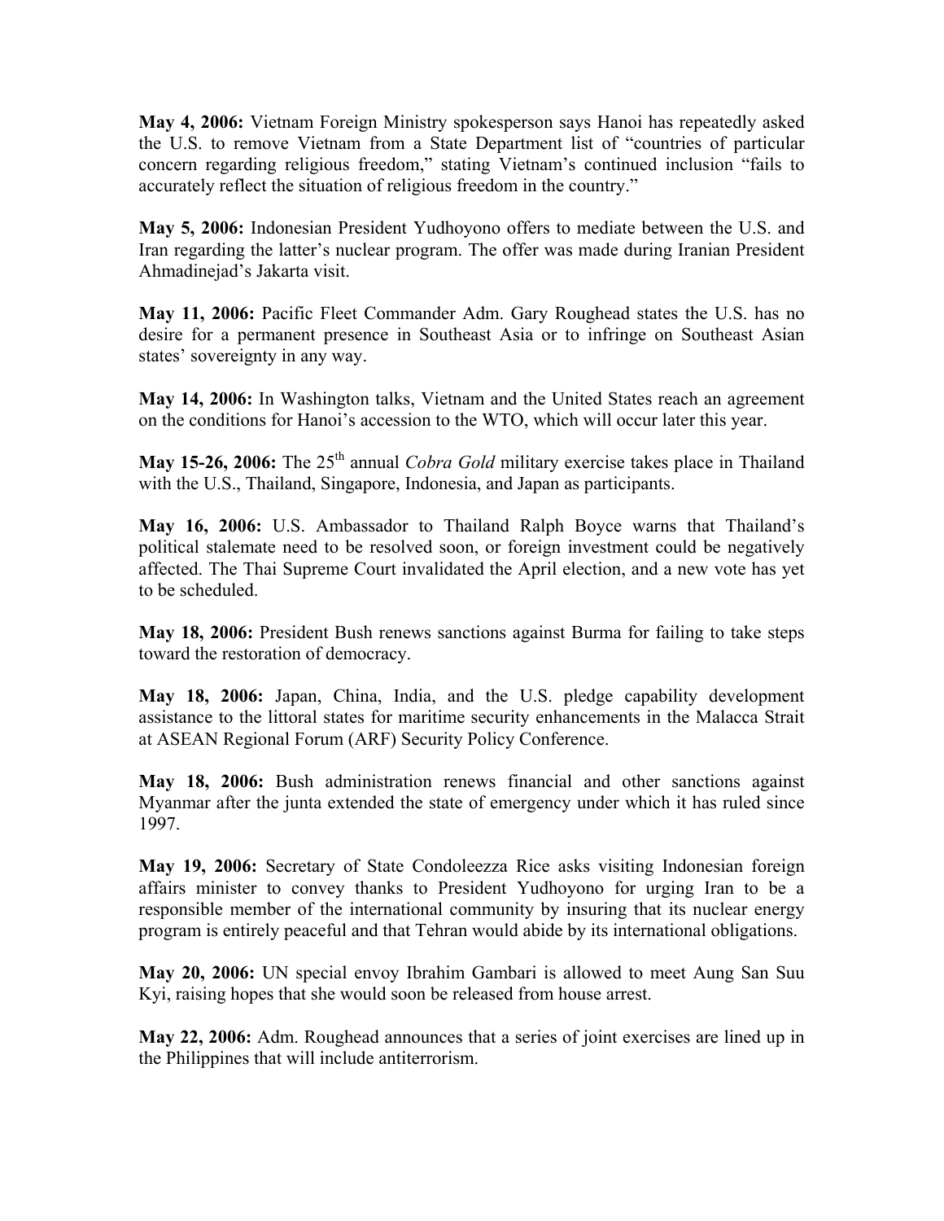**May 4, 2006:** Vietnam Foreign Ministry spokesperson says Hanoi has repeatedly asked the U.S. to remove Vietnam from a State Department list of "countries of particular concern regarding religious freedom," stating Vietnam's continued inclusion "fails to accurately reflect the situation of religious freedom in the country."

**May 5, 2006:** Indonesian President Yudhoyono offers to mediate between the U.S. and Iran regarding the latter's nuclear program. The offer was made during Iranian President Ahmadinejad's Jakarta visit.

**May 11, 2006:** Pacific Fleet Commander Adm. Gary Roughead states the U.S. has no desire for a permanent presence in Southeast Asia or to infringe on Southeast Asian states' sovereignty in any way.

**May 14, 2006:** In Washington talks, Vietnam and the United States reach an agreement on the conditions for Hanoi's accession to the WTO, which will occur later this year.

**May 15-26, 2006:** The 25th annual *Cobra Gold* military exercise takes place in Thailand with the U.S., Thailand, Singapore, Indonesia, and Japan as participants.

**May 16, 2006:** U.S. Ambassador to Thailand Ralph Boyce warns that Thailand's political stalemate need to be resolved soon, or foreign investment could be negatively affected. The Thai Supreme Court invalidated the April election, and a new vote has yet to be scheduled.

**May 18, 2006:** President Bush renews sanctions against Burma for failing to take steps toward the restoration of democracy.

**May 18, 2006:** Japan, China, India, and the U.S. pledge capability development assistance to the littoral states for maritime security enhancements in the Malacca Strait at ASEAN Regional Forum (ARF) Security Policy Conference.

**May 18, 2006:** Bush administration renews financial and other sanctions against Myanmar after the junta extended the state of emergency under which it has ruled since 1997.

**May 19, 2006:** Secretary of State Condoleezza Rice asks visiting Indonesian foreign affairs minister to convey thanks to President Yudhoyono for urging Iran to be a responsible member of the international community by insuring that its nuclear energy program is entirely peaceful and that Tehran would abide by its international obligations.

**May 20, 2006:** UN special envoy Ibrahim Gambari is allowed to meet Aung San Suu Kyi, raising hopes that she would soon be released from house arrest.

**May 22, 2006:** Adm. Roughead announces that a series of joint exercises are lined up in the Philippines that will include antiterrorism.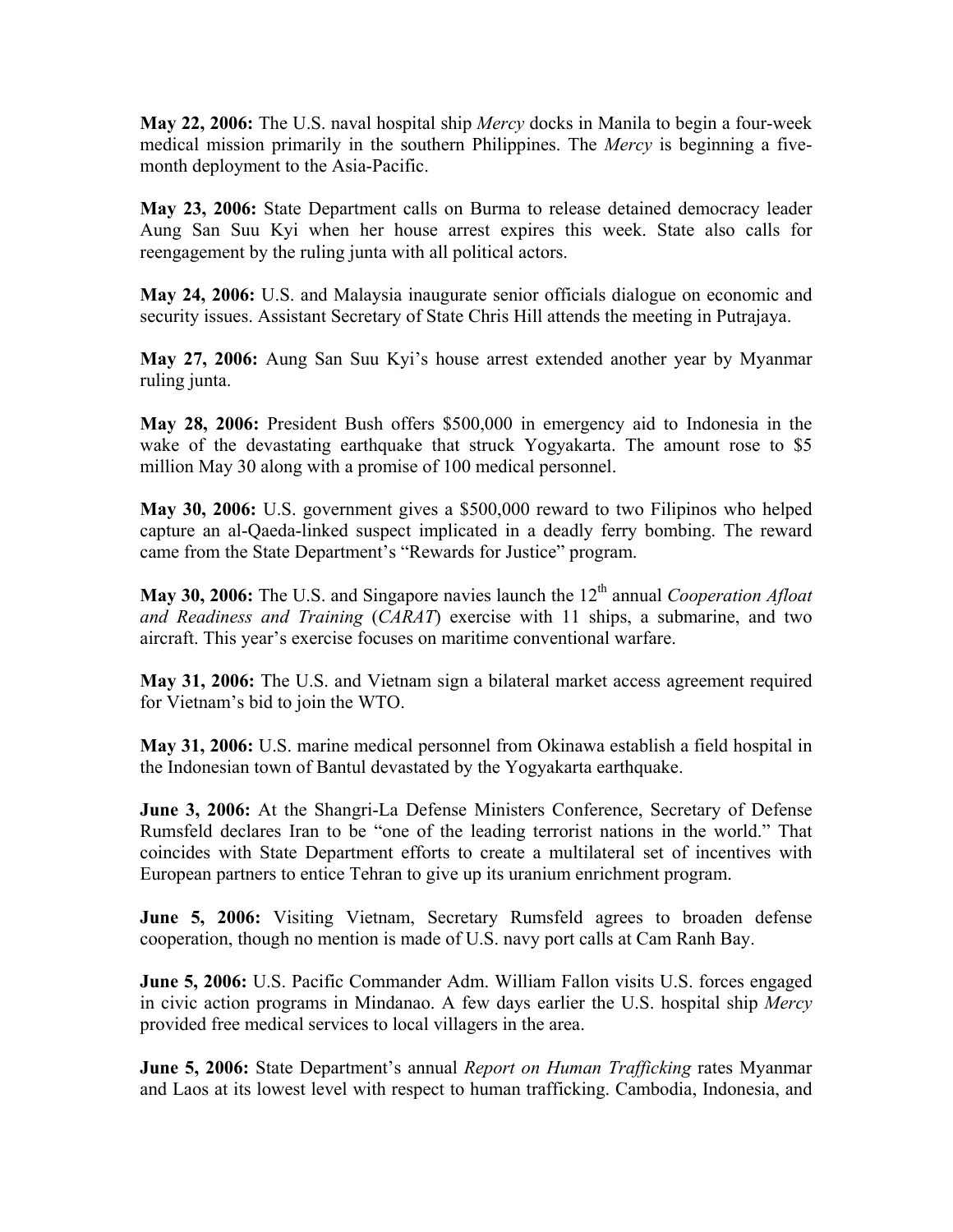**May 22, 2006:** The U.S. naval hospital ship *Mercy* docks in Manila to begin a four-week medical mission primarily in the southern Philippines. The *Mercy* is beginning a five-month deployment to the Asia-Pacific.

**May 23, 2006:** State Department calls on Burma to release detained democracy leader Aung San Suu Kyi when her house arrest expires this week. State also calls for reengagement by the ruling junta with all political actors.

**May 24, 2006:** U.S. and Malaysia inaugurate senior officials dialogue on economic and security issues. Assistant Secretary of State Chris Hill attends the meeting in Putrajaya.

**May 27, 2006:** Aung San Suu Kyi's house arrest extended another year by Myanmar ruling junta.

**May 28, 2006:** President Bush offers $500,000 in emergency aid to Indonesia in the wake of the devastating earthquake that struck Yogyakarta. The amount rose to $5 million May 30 along with a promise of 100 medical personnel.

**May 30, 2006:** U.S. government gives a $500,000 reward to two Filipinos who helped capture an al-Qaeda-linked suspect implicated in a deadly ferry bombing. The reward came from the State Department's "Rewards for Justice" program.

**May 30, 2006:** The U.S. and Singapore navies launch the 12th annual *Cooperation Afloat and Readiness and Training* (*CARAT*) exercise with 11 ships, a submarine, and two aircraft. This year's exercise focuses on maritime conventional warfare.

**May 31, 2006:** The U.S. and Vietnam sign a bilateral market access agreement required for Vietnam's bid to join the WTO.

**May 31, 2006:** U.S. marine medical personnel from Okinawa establish a field hospital in the Indonesian town of Bantul devastated by the Yogyakarta earthquake.

**June 3, 2006:** At the Shangri-La Defense Ministers Conference, Secretary of Defense Rumsfeld declares Iran to be "one of the leading terrorist nations in the world." That coincides with State Department efforts to create a multilateral set of incentives with European partners to entice Tehran to give up its uranium enrichment program.

**June 5, 2006:** Visiting Vietnam, Secretary Rumsfeld agrees to broaden defense cooperation, though no mention is made of U.S. navy port calls at Cam Ranh Bay.

**June 5, 2006:** U.S. Pacific Commander Adm. William Fallon visits U.S. forces engaged in civic action programs in Mindanao. A few days earlier the U.S. hospital ship *Mercy* provided free medical services to local villagers in the area.

**June 5, 2006:** State Department's annual *Report on Human Trafficking* rates Myanmar and Laos at its lowest level with respect to human trafficking. Cambodia, Indonesia, and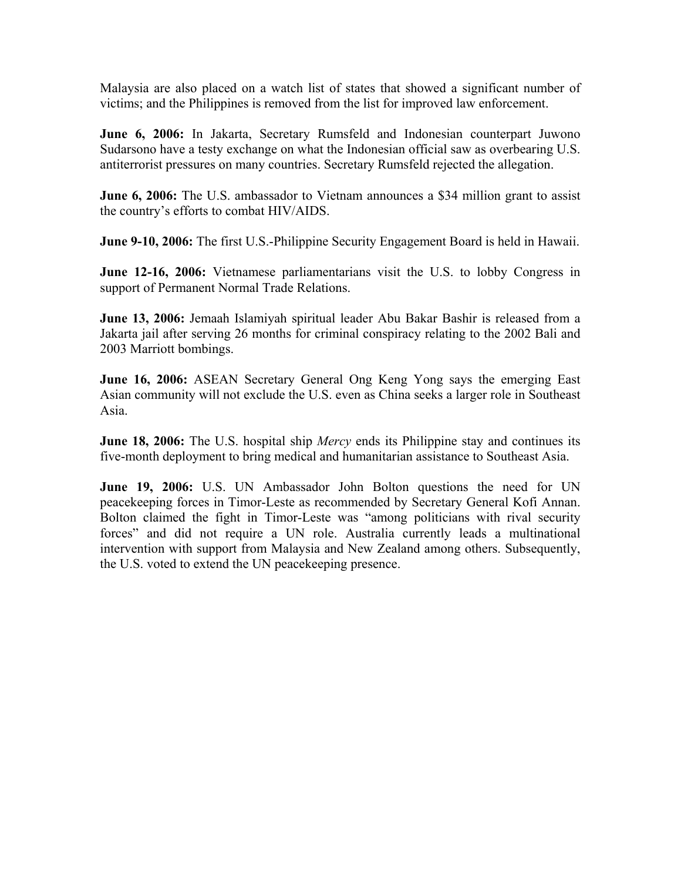Malaysia are also placed on a watch list of states that showed a significant number of victims; and the Philippines is removed from the list for improved law enforcement.

**June 6, 2006:** In Jakarta, Secretary Rumsfeld and Indonesian counterpart Juwono Sudarsono have a testy exchange on what the Indonesian official saw as overbearing U.S. antiterrorist pressures on many countries. Secretary Rumsfeld rejected the allegation.

**June 6, 2006:** The U.S. ambassador to Vietnam announces a $34 million grant to assist the country's efforts to combat HIV/AIDS.

**June 9-10, 2006:** The first U.S.-Philippine Security Engagement Board is held in Hawaii.

**June 12-16, 2006:** Vietnamese parliamentarians visit the U.S. to lobby Congress in support of Permanent Normal Trade Relations.

**June 13, 2006:** Jemaah Islamiyah spiritual leader Abu Bakar Bashir is released from a Jakarta jail after serving 26 months for criminal conspiracy relating to the 2002 Bali and 2003 Marriott bombings.

**June 16, 2006:** ASEAN Secretary General Ong Keng Yong says the emerging East Asian community will not exclude the U.S. even as China seeks a larger role in Southeast Asia.

**June 18, 2006:** The U.S. hospital ship *Mercy* ends its Philippine stay and continues its five-month deployment to bring medical and humanitarian assistance to Southeast Asia.

**June 19, 2006:** U.S. UN Ambassador John Bolton questions the need for UN peacekeeping forces in Timor-Leste as recommended by Secretary General Kofi Annan. Bolton claimed the fight in Timor-Leste was "among politicians with rival security forces" and did not require a UN role. Australia currently leads a multinational intervention with support from Malaysia and New Zealand among others. Subsequently, the U.S. voted to extend the UN peacekeeping presence.